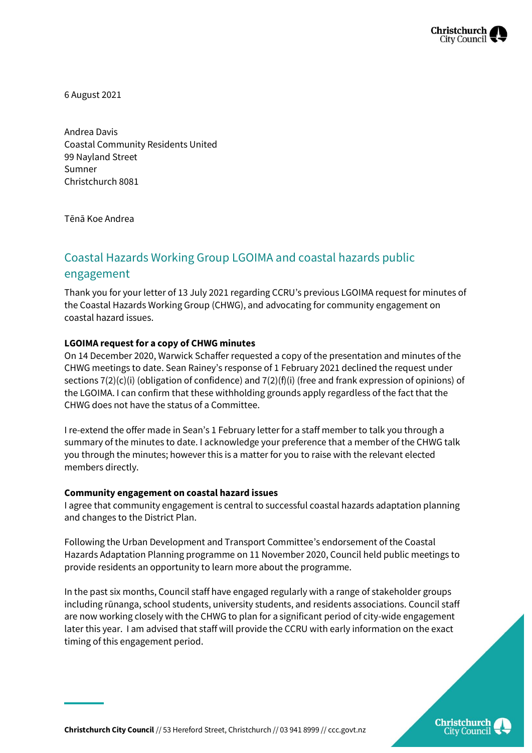6 August 2021

Andrea Davis
Coastal Community Residents United
99 Nayland Street
Sumner
Christchurch 8081

Tēnā Koe Andrea

## Coastal Hazards Working Group LGOIMA and coastal hazards public engagement

Thank you for your letter of 13 July 2021 regarding CCRU's previous LGOIMA request for minutes of the Coastal Hazards Working Group (CHWG), and advocating for community engagement on coastal hazard issues.

**LGOIMA request for a copy of CHWG minutes**

On 14 December 2020, Warwick Schaffer requested a copy of the presentation and minutes of the CHWG meetings to date. Sean Rainey's response of 1 February 2021 declined the request under sections 7(2)(c)(i) (obligation of confidence) and 7(2)(f)(i) (free and frank expression of opinions) of the LGOIMA. I can confirm that these withholding grounds apply regardless of the fact that the CHWG does not have the status of a Committee.

I re-extend the offer made in Sean's 1 February letter for a staff member to talk you through a summary of the minutes to date. I acknowledge your preference that a member of the CHWG talk you through the minutes; however this is a matter for you to raise with the relevant elected members directly.

**Community engagement on coastal hazard issues**

I agree that community engagement is central to successful coastal hazards adaptation planning and changes to the District Plan.

Following the Urban Development and Transport Committee's endorsement of the Coastal Hazards Adaptation Planning programme on 11 November 2020, Council held public meetings to provide residents an opportunity to learn more about the programme.

In the past six months, Council staff have engaged regularly with a range of stakeholder groups including rūnanga, school students, university students, and residents associations. Council staff are now working closely with the CHWG to plan for a significant period of city-wide engagement later this year. I am advised that staff will provide the CCRU with early information on the exact timing of this engagement period.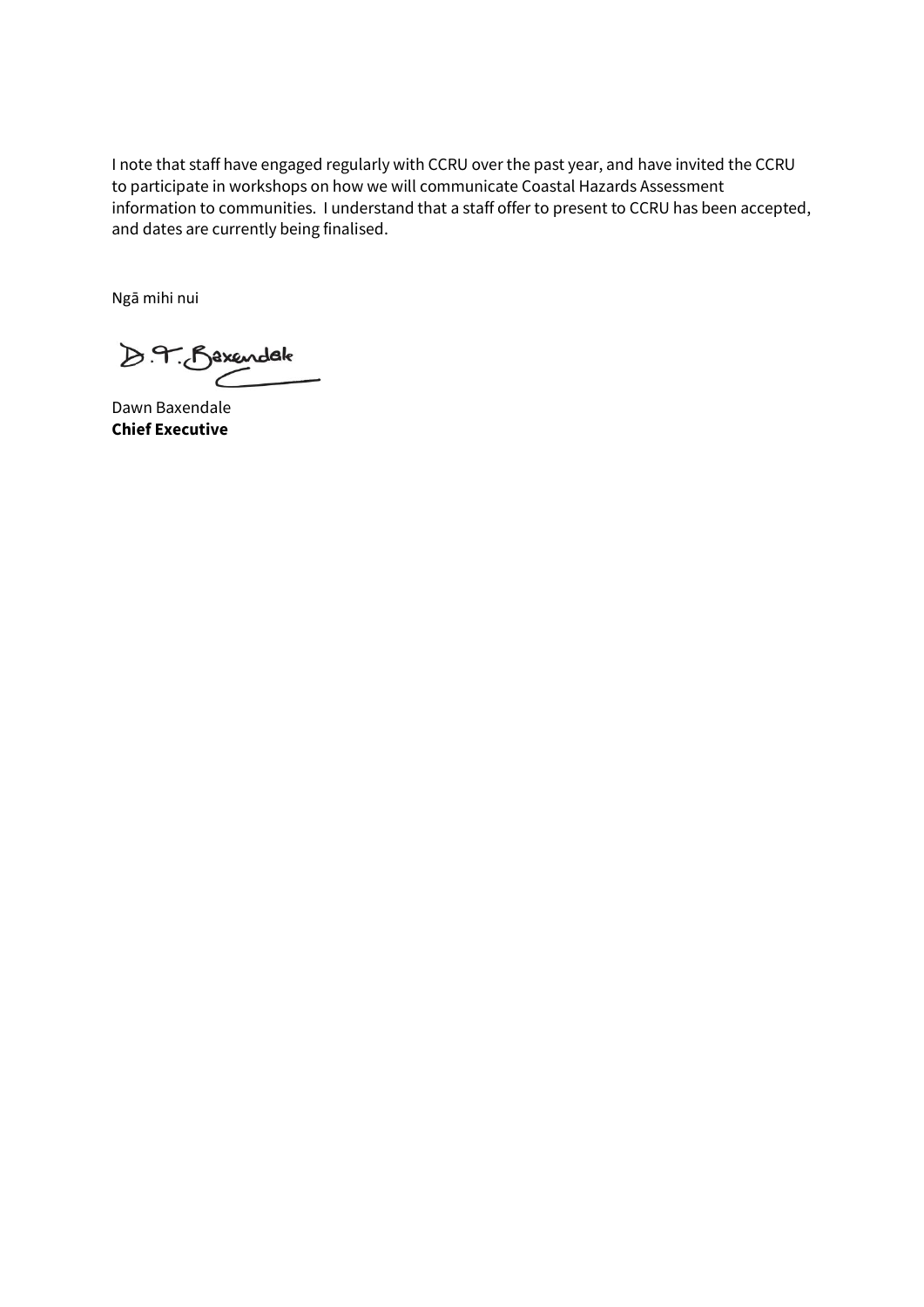I note that staff have engaged regularly with CCRU over the past year, and have invited the CCRU to participate in workshops on how we will communicate Coastal Hazards Assessment information to communities. I understand that a staff offer to present to CCRU has been accepted, and dates are currently being finalised.

Ngā mihi nui

Dawn Baxendale
**Chief Executive**